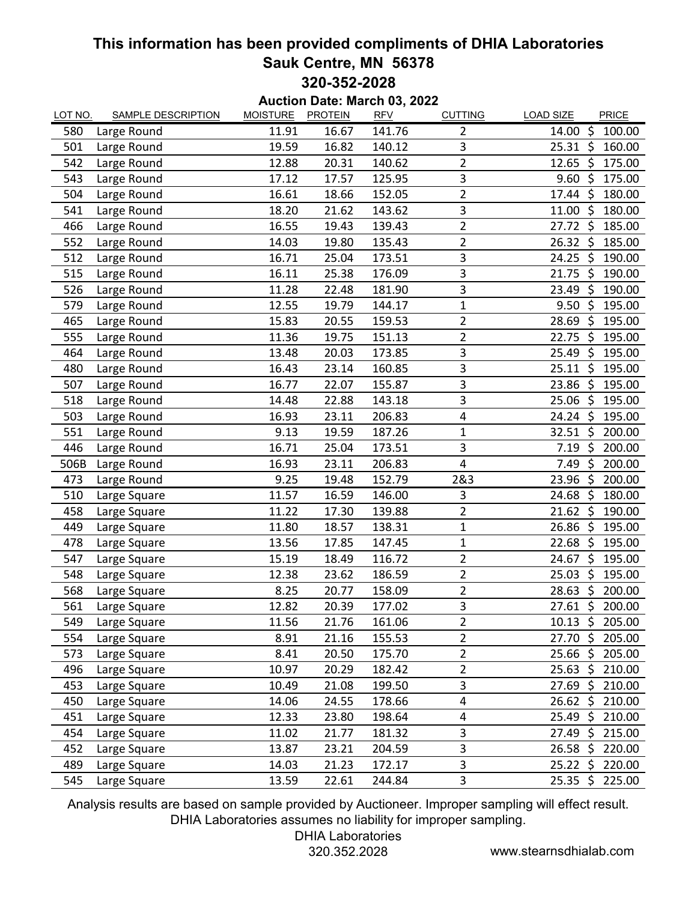# This information has been provided compliments of DHIA Laboratories

## Sauk Centre, MN 56378

## 320-352-2028

### Auction Date: March 03, 2022

| LOT NO. | SAMPLE DESCRIPTION | MOISTURE | PROTEIN | RFV | CUTTING | LOAD SIZE | PRICE |
|---|---|---|---|---|---|---|---|
| 580 | Large Round | 11.91 | 16.67 | 141.76 | 2 | 14.00 | $ 100.00 |
| 501 | Large Round | 19.59 | 16.82 | 140.12 | 3 | 25.31 | $ 160.00 |
| 542 | Large Round | 12.88 | 20.31 | 140.62 | 2 | 12.65 | $ 175.00 |
| 543 | Large Round | 17.12 | 17.57 | 125.95 | 3 | 9.60 | $ 175.00 |
| 504 | Large Round | 16.61 | 18.66 | 152.05 | 2 | 17.44 | $ 180.00 |
| 541 | Large Round | 18.20 | 21.62 | 143.62 | 3 | 11.00 | $ 180.00 |
| 466 | Large Round | 16.55 | 19.43 | 139.43 | 2 | 27.72 | $ 185.00 |
| 552 | Large Round | 14.03 | 19.80 | 135.43 | 2 | 26.32 | $ 185.00 |
| 512 | Large Round | 16.71 | 25.04 | 173.51 | 3 | 24.25 | $ 190.00 |
| 515 | Large Round | 16.11 | 25.38 | 176.09 | 3 | 21.75 | $ 190.00 |
| 526 | Large Round | 11.28 | 22.48 | 181.90 | 3 | 23.49 | $ 190.00 |
| 579 | Large Round | 12.55 | 19.79 | 144.17 | 1 | 9.50 | $ 195.00 |
| 465 | Large Round | 15.83 | 20.55 | 159.53 | 2 | 28.69 | $ 195.00 |
| 555 | Large Round | 11.36 | 19.75 | 151.13 | 2 | 22.75 | $ 195.00 |
| 464 | Large Round | 13.48 | 20.03 | 173.85 | 3 | 25.49 | $ 195.00 |
| 480 | Large Round | 16.43 | 23.14 | 160.85 | 3 | 25.11 | $ 195.00 |
| 507 | Large Round | 16.77 | 22.07 | 155.87 | 3 | 23.86 | $ 195.00 |
| 518 | Large Round | 14.48 | 22.88 | 143.18 | 3 | 25.06 | $ 195.00 |
| 503 | Large Round | 16.93 | 23.11 | 206.83 | 4 | 24.24 | $ 195.00 |
| 551 | Large Round | 9.13 | 19.59 | 187.26 | 1 | 32.51 | $ 200.00 |
| 446 | Large Round | 16.71 | 25.04 | 173.51 | 3 | 7.19 | $ 200.00 |
| 506B | Large Round | 16.93 | 23.11 | 206.83 | 4 | 7.49 | $ 200.00 |
| 473 | Large Round | 9.25 | 19.48 | 152.79 | 2&3 | 23.96 | $ 200.00 |
| 510 | Large Square | 11.57 | 16.59 | 146.00 | 3 | 24.68 | $ 180.00 |
| 458 | Large Square | 11.22 | 17.30 | 139.88 | 2 | 21.62 | $ 190.00 |
| 449 | Large Square | 11.80 | 18.57 | 138.31 | 1 | 26.86 | $ 195.00 |
| 478 | Large Square | 13.56 | 17.85 | 147.45 | 1 | 22.68 | $ 195.00 |
| 547 | Large Square | 15.19 | 18.49 | 116.72 | 2 | 24.67 | $ 195.00 |
| 548 | Large Square | 12.38 | 23.62 | 186.59 | 2 | 25.03 | $ 195.00 |
| 568 | Large Square | 8.25 | 20.77 | 158.09 | 2 | 28.63 | $ 200.00 |
| 561 | Large Square | 12.82 | 20.39 | 177.02 | 3 | 27.61 | $ 200.00 |
| 549 | Large Square | 11.56 | 21.76 | 161.06 | 2 | 10.13 | $ 205.00 |
| 554 | Large Square | 8.91 | 21.16 | 155.53 | 2 | 27.70 | $ 205.00 |
| 573 | Large Square | 8.41 | 20.50 | 175.70 | 2 | 25.66 | $ 205.00 |
| 496 | Large Square | 10.97 | 20.29 | 182.42 | 2 | 25.63 | $ 210.00 |
| 453 | Large Square | 10.49 | 21.08 | 199.50 | 3 | 27.69 | $ 210.00 |
| 450 | Large Square | 14.06 | 24.55 | 178.66 | 4 | 26.62 | $ 210.00 |
| 451 | Large Square | 12.33 | 23.80 | 198.64 | 4 | 25.49 | $ 210.00 |
| 454 | Large Square | 11.02 | 21.77 | 181.32 | 3 | 27.49 | $ 215.00 |
| 452 | Large Square | 13.87 | 23.21 | 204.59 | 3 | 26.58 | $ 220.00 |
| 489 | Large Square | 14.03 | 21.23 | 172.17 | 3 | 25.22 | $ 220.00 |
| 545 | Large Square | 13.59 | 22.61 | 244.84 | 3 | 25.35 | $ 225.00 |

Analysis results are based on sample provided by Auctioneer. Improper sampling will effect result.
DHIA Laboratories assumes no liability for improper sampling.

DHIA Laboratories
320.352.2028

www.stearnsdhialab.com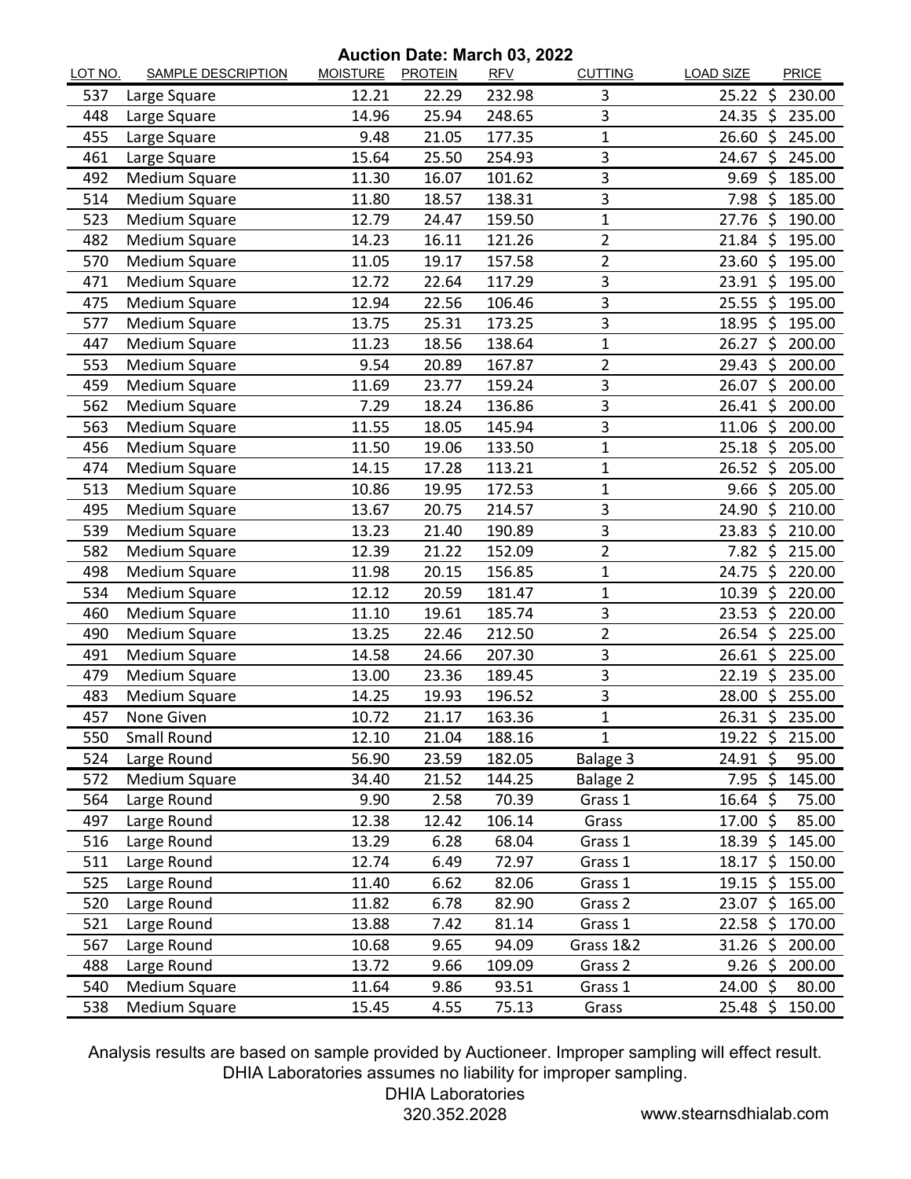## Auction Date: March 03, 2022

| LOT NO. | SAMPLE DESCRIPTION | MOISTURE | PROTEIN | RFV | CUTTING | LOAD SIZE | PRICE |
|---|---|---|---|---|---|---|---|
| 537 | Large Square | 12.21 | 22.29 | 232.98 | 3 | 25.22 | $ 230.00 |
| 448 | Large Square | 14.96 | 25.94 | 248.65 | 3 | 24.35 | $ 235.00 |
| 455 | Large Square | 9.48 | 21.05 | 177.35 | 1 | 26.60 | $ 245.00 |
| 461 | Large Square | 15.64 | 25.50 | 254.93 | 3 | 24.67 | $ 245.00 |
| 492 | Medium Square | 11.30 | 16.07 | 101.62 | 3 | 9.69 | $ 185.00 |
| 514 | Medium Square | 11.80 | 18.57 | 138.31 | 3 | 7.98 | $ 185.00 |
| 523 | Medium Square | 12.79 | 24.47 | 159.50 | 1 | 27.76 | $ 190.00 |
| 482 | Medium Square | 14.23 | 16.11 | 121.26 | 2 | 21.84 | $ 195.00 |
| 570 | Medium Square | 11.05 | 19.17 | 157.58 | 2 | 23.60 | $ 195.00 |
| 471 | Medium Square | 12.72 | 22.64 | 117.29 | 3 | 23.91 | $ 195.00 |
| 475 | Medium Square | 12.94 | 22.56 | 106.46 | 3 | 25.55 | $ 195.00 |
| 577 | Medium Square | 13.75 | 25.31 | 173.25 | 3 | 18.95 | $ 195.00 |
| 447 | Medium Square | 11.23 | 18.56 | 138.64 | 1 | 26.27 | $ 200.00 |
| 553 | Medium Square | 9.54 | 20.89 | 167.87 | 2 | 29.43 | $ 200.00 |
| 459 | Medium Square | 11.69 | 23.77 | 159.24 | 3 | 26.07 | $ 200.00 |
| 562 | Medium Square | 7.29 | 18.24 | 136.86 | 3 | 26.41 | $ 200.00 |
| 563 | Medium Square | 11.55 | 18.05 | 145.94 | 3 | 11.06 | $ 200.00 |
| 456 | Medium Square | 11.50 | 19.06 | 133.50 | 1 | 25.18 | $ 205.00 |
| 474 | Medium Square | 14.15 | 17.28 | 113.21 | 1 | 26.52 | $ 205.00 |
| 513 | Medium Square | 10.86 | 19.95 | 172.53 | 1 | 9.66 | $ 205.00 |
| 495 | Medium Square | 13.67 | 20.75 | 214.57 | 3 | 24.90 | $ 210.00 |
| 539 | Medium Square | 13.23 | 21.40 | 190.89 | 3 | 23.83 | $ 210.00 |
| 582 | Medium Square | 12.39 | 21.22 | 152.09 | 2 | 7.82 | $ 215.00 |
| 498 | Medium Square | 11.98 | 20.15 | 156.85 | 1 | 24.75 | $ 220.00 |
| 534 | Medium Square | 12.12 | 20.59 | 181.47 | 1 | 10.39 | $ 220.00 |
| 460 | Medium Square | 11.10 | 19.61 | 185.74 | 3 | 23.53 | $ 220.00 |
| 490 | Medium Square | 13.25 | 22.46 | 212.50 | 2 | 26.54 | $ 225.00 |
| 491 | Medium Square | 14.58 | 24.66 | 207.30 | 3 | 26.61 | $ 225.00 |
| 479 | Medium Square | 13.00 | 23.36 | 189.45 | 3 | 22.19 | $ 235.00 |
| 483 | Medium Square | 14.25 | 19.93 | 196.52 | 3 | 28.00 | $ 255.00 |
| 457 | None Given | 10.72 | 21.17 | 163.36 | 1 | 26.31 | $ 235.00 |
| 550 | Small Round | 12.10 | 21.04 | 188.16 | 1 | 19.22 | $ 215.00 |
| 524 | Large Round | 56.90 | 23.59 | 182.05 | Balage 3 | 24.91 | $ 95.00 |
| 572 | Medium Square | 34.40 | 21.52 | 144.25 | Balage 2 | 7.95 | $ 145.00 |
| 564 | Large Round | 9.90 | 2.58 | 70.39 | Grass 1 | 16.64 | $ 75.00 |
| 497 | Large Round | 12.38 | 12.42 | 106.14 | Grass | 17.00 | $ 85.00 |
| 516 | Large Round | 13.29 | 6.28 | 68.04 | Grass 1 | 18.39 | $ 145.00 |
| 511 | Large Round | 12.74 | 6.49 | 72.97 | Grass 1 | 18.17 | $ 150.00 |
| 525 | Large Round | 11.40 | 6.62 | 82.06 | Grass 1 | 19.15 | $ 155.00 |
| 520 | Large Round | 11.82 | 6.78 | 82.90 | Grass 2 | 23.07 | $ 165.00 |
| 521 | Large Round | 13.88 | 7.42 | 81.14 | Grass 1 | 22.58 | $ 170.00 |
| 567 | Large Round | 10.68 | 9.65 | 94.09 | Grass 1&2 | 31.26 | $ 200.00 |
| 488 | Large Round | 13.72 | 9.66 | 109.09 | Grass 2 | 9.26 | $ 200.00 |
| 540 | Medium Square | 11.64 | 9.86 | 93.51 | Grass 1 | 24.00 | $ 80.00 |
| 538 | Medium Square | 15.45 | 4.55 | 75.13 | Grass | 25.48 | $ 150.00 |

Analysis results are based on sample provided by Auctioneer. Improper sampling will effect result. DHIA Laboratories assumes no liability for improper sampling.

DHIA Laboratories
320.352.2028
www.stearnsdhialab.com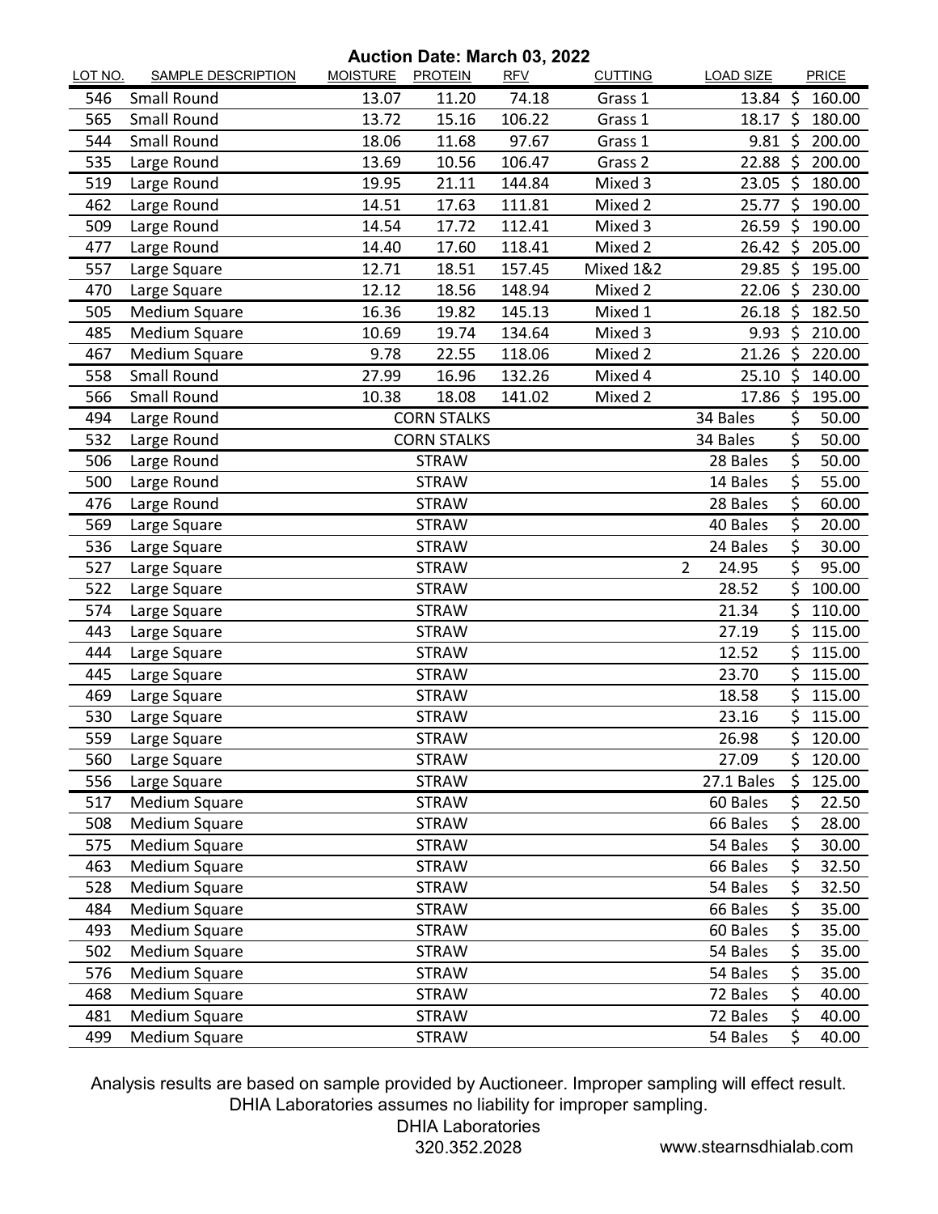**Auction Date: March 03, 2022**

| LOT NO. | SAMPLE DESCRIPTION | MOISTURE | PROTEIN | RFV | CUTTING | LOAD SIZE | PRICE |
|---|---|---|---|---|---|---|---|
| 546 | Small Round | 13.07 | 11.20 | 74.18 | Grass 1 | 13.84 | $ 160.00 |
| 565 | Small Round | 13.72 | 15.16 | 106.22 | Grass 1 | 18.17 | $ 180.00 |
| 544 | Small Round | 18.06 | 11.68 | 97.67 | Grass 1 | 9.81 | $ 200.00 |
| 535 | Large Round | 13.69 | 10.56 | 106.47 | Grass 2 | 22.88 | $ 200.00 |
| 519 | Large Round | 19.95 | 21.11 | 144.84 | Mixed 3 | 23.05 | $ 180.00 |
| 462 | Large Round | 14.51 | 17.63 | 111.81 | Mixed 2 | 25.77 | $ 190.00 |
| 509 | Large Round | 14.54 | 17.72 | 112.41 | Mixed 3 | 26.59 | $ 190.00 |
| 477 | Large Round | 14.40 | 17.60 | 118.41 | Mixed 2 | 26.42 | $ 205.00 |
| 557 | Large Square | 12.71 | 18.51 | 157.45 | Mixed 1&2 | 29.85 | $ 195.00 |
| 470 | Large Square | 12.12 | 18.56 | 148.94 | Mixed 2 | 22.06 | $ 230.00 |
| 505 | Medium Square | 16.36 | 19.82 | 145.13 | Mixed 1 | 26.18 | $ 182.50 |
| 485 | Medium Square | 10.69 | 19.74 | 134.64 | Mixed 3 | 9.93 | $ 210.00 |
| 467 | Medium Square | 9.78 | 22.55 | 118.06 | Mixed 2 | 21.26 | $ 220.00 |
| 558 | Small Round | 27.99 | 16.96 | 132.26 | Mixed 4 | 25.10 | $ 140.00 |
| 566 | Small Round | 10.38 | 18.08 | 141.02 | Mixed 2 | 17.86 | $ 195.00 |
| 494 | Large Round | | CORN STALKS | | | 34 Bales | $ 50.00 |
| 532 | Large Round | | CORN STALKS | | | 34 Bales | $ 50.00 |
| 506 | Large Round | | STRAW | | | 28 Bales | $ 50.00 |
| 500 | Large Round | | STRAW | | | 14 Bales | $ 55.00 |
| 476 | Large Round | | STRAW | | | 28 Bales | $ 60.00 |
| 569 | Large Square | | STRAW | | | 40 Bales | $ 20.00 |
| 536 | Large Square | | STRAW | | | 24 Bales | $ 30.00 |
| 527 | Large Square | | STRAW | | | 2 24.95 | $ 95.00 |
| 522 | Large Square | | STRAW | | | 28.52 | $ 100.00 |
| 574 | Large Square | | STRAW | | | 21.34 | $ 110.00 |
| 443 | Large Square | | STRAW | | | 27.19 | $ 115.00 |
| 444 | Large Square | | STRAW | | | 12.52 | $ 115.00 |
| 445 | Large Square | | STRAW | | | 23.70 | $ 115.00 |
| 469 | Large Square | | STRAW | | | 18.58 | $ 115.00 |
| 530 | Large Square | | STRAW | | | 23.16 | $ 115.00 |
| 559 | Large Square | | STRAW | | | 26.98 | $ 120.00 |
| 560 | Large Square | | STRAW | | | 27.09 | $ 120.00 |
| 556 | Large Square | | STRAW | | | 27.1 Bales | $ 125.00 |
| 517 | Medium Square | | STRAW | | | 60 Bales | $ 22.50 |
| 508 | Medium Square | | STRAW | | | 66 Bales | $ 28.00 |
| 575 | Medium Square | | STRAW | | | 54 Bales | $ 30.00 |
| 463 | Medium Square | | STRAW | | | 66 Bales | $ 32.50 |
| 528 | Medium Square | | STRAW | | | 54 Bales | $ 32.50 |
| 484 | Medium Square | | STRAW | | | 66 Bales | $ 35.00 |
| 493 | Medium Square | | STRAW | | | 60 Bales | $ 35.00 |
| 502 | Medium Square | | STRAW | | | 54 Bales | $ 35.00 |
| 576 | Medium Square | | STRAW | | | 54 Bales | $ 35.00 |
| 468 | Medium Square | | STRAW | | | 72 Bales | $ 40.00 |
| 481 | Medium Square | | STRAW | | | 72 Bales | $ 40.00 |
| 499 | Medium Square | | STRAW | | | 54 Bales | $ 40.00 |

Analysis results are based on sample provided by Auctioneer. Improper sampling will effect result.
DHIA Laboratories assumes no liability for improper sampling.

DHIA Laboratories
320.352.2028 www.stearnsdhialab.com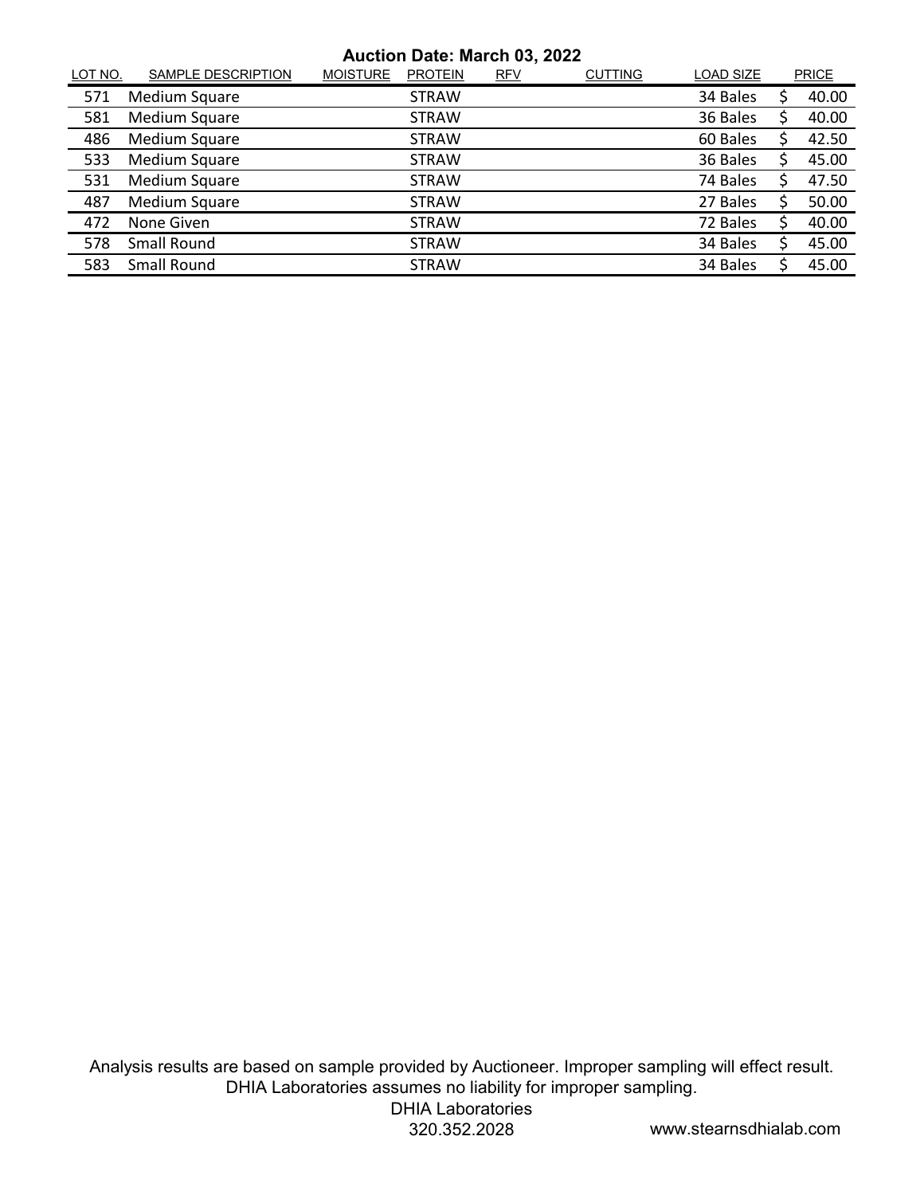**Auction Date: March 03, 2022**

| LOT NO. | SAMPLE DESCRIPTION | MOISTURE | PROTEIN | RFV | CUTTING | LOAD SIZE | PRICE |
|---|---|---|---|---|---|---|---|
| 571 | Medium Square | | STRAW | | | 34 Bales | $ 40.00 |
| 581 | Medium Square | | STRAW | | | 36 Bales | $ 40.00 |
| 486 | Medium Square | | STRAW | | | 60 Bales | $ 42.50 |
| 533 | Medium Square | | STRAW | | | 36 Bales | $ 45.00 |
| 531 | Medium Square | | STRAW | | | 74 Bales | $ 47.50 |
| 487 | Medium Square | | STRAW | | | 27 Bales | $ 50.00 |
| 472 | None Given | | STRAW | | | 72 Bales | $ 40.00 |
| 578 | Small Round | | STRAW | | | 34 Bales | $ 45.00 |
| 583 | Small Round | | STRAW | | | 34 Bales | $ 45.00 |

Analysis results are based on sample provided by Auctioneer. Improper sampling will effect result.
DHIA Laboratories assumes no liability for improper sampling.

DHIA Laboratories
320.352.2028 www.stearnsdhialab.com